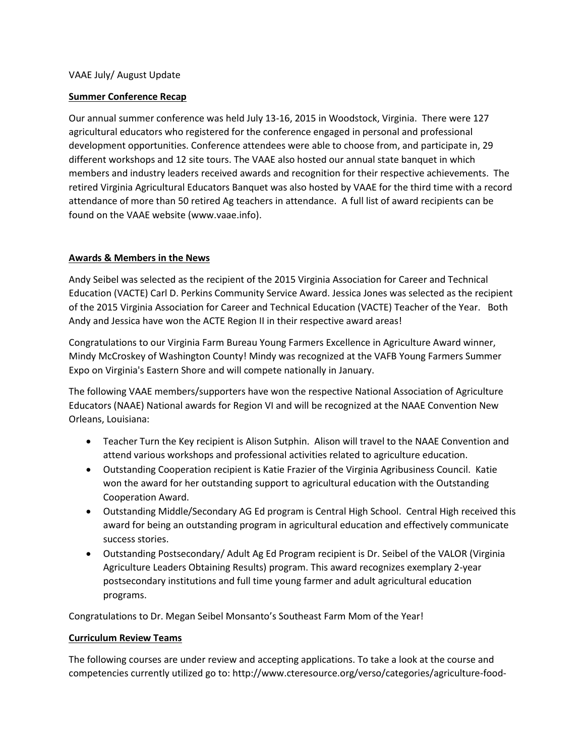VAAE July/ August Update

## Summer Conference Recap

Our annual summer conference was held July 13-16, 2015 in Woodstock, Virginia. There were 127 agricultural educators who registered for the conference engaged in personal and professional development opportunities. Conference attendees were able to choose from, and participate in, 29 different workshops and 12 site tours. The VAAE also hosted our annual state banquet in which members and industry leaders received awards and recognition for their respective achievements. The retired Virginia Agricultural Educators Banquet was also hosted by VAAE for the third time with a record attendance of more than 50 retired Ag teachers in attendance. A full list of award recipients can be found on the VAAE website (www.vaae.info).

## Awards & Members in the News

Andy Seibel was selected as the recipient of the 2015 Virginia Association for Career and Technical Education (VACTE) Carl D. Perkins Community Service Award. Jessica Jones was selected as the recipient of the 2015 Virginia Association for Career and Technical Education (VACTE) Teacher of the Year. Both Andy and Jessica have won the ACTE Region II in their respective award areas!

Congratulations to our Virginia Farm Bureau Young Farmers Excellence in Agriculture Award winner, Mindy McCroskey of Washington County! Mindy was recognized at the VAFB Young Farmers Summer Expo on Virginia's Eastern Shore and will compete nationally in January.

The following VAAE members/supporters have won the respective National Association of Agriculture Educators (NAAE) National awards for Region VI and will be recognized at the NAAE Convention New Orleans, Louisiana:

- Teacher Turn the Key recipient is Alison Sutphin. Alison will travel to the NAAE Convention and attend various workshops and professional activities related to agriculture education.
- Outstanding Cooperation recipient is Katie Frazier of the Virginia Agribusiness Council. Katie won the award for her outstanding support to agricultural education with the Outstanding Cooperation Award.
- Outstanding Middle/Secondary AG Ed program is Central High School. Central High received this award for being an outstanding program in agricultural education and effectively communicate success stories.
- Outstanding Postsecondary/ Adult Ag Ed Program recipient is Dr. Seibel of the VALOR (Virginia Agriculture Leaders Obtaining Results) program. This award recognizes exemplary 2-year postsecondary institutions and full time young farmer and adult agricultural education programs.

Congratulations to Dr. Megan Seibel Monsanto's Southeast Farm Mom of the Year!

## Curriculum Review Teams

The following courses are under review and accepting applications. To take a look at the course and competencies currently utilized go to: http://www.cteresource.org/verso/categories/agriculture-food-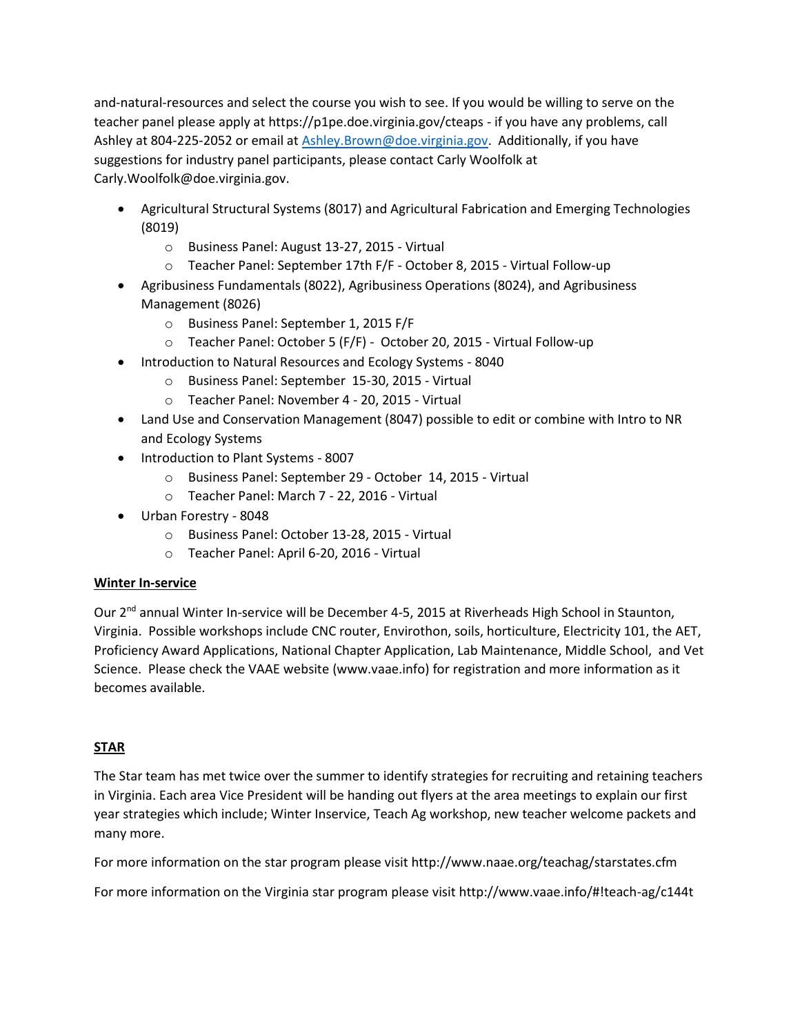and-natural-resources and select the course you wish to see. If you would be willing to serve on the teacher panel please apply at https://p1pe.doe.virginia.gov/cteaps - if you have any problems, call Ashley at 804-225-2052 or email at Ashley.Brown@doe.virginia.gov. Additionally, if you have suggestions for industry panel participants, please contact Carly Woolfolk at Carly.Woolfolk@doe.virginia.gov.

- Agricultural Structural Systems (8017) and Agricultural Fabrication and Emerging Technologies (8019)
  - Business Panel: August 13-27, 2015 - Virtual
  - Teacher Panel: September 17th F/F - October 8, 2015 - Virtual Follow-up
- Agribusiness Fundamentals (8022), Agribusiness Operations (8024), and Agribusiness Management (8026)
  - Business Panel: September 1, 2015 F/F
  - Teacher Panel: October 5 (F/F) - October 20, 2015 - Virtual Follow-up
- Introduction to Natural Resources and Ecology Systems - 8040
  - Business Panel: September 15-30, 2015 - Virtual
  - Teacher Panel: November 4 - 20, 2015 - Virtual
- Land Use and Conservation Management (8047) possible to edit or combine with Intro to NR and Ecology Systems
- Introduction to Plant Systems - 8007
  - Business Panel: September 29 - October 14, 2015 - Virtual
  - Teacher Panel: March 7 - 22, 2016 - Virtual
- Urban Forestry - 8048
  - Business Panel: October 13-28, 2015 - Virtual
  - Teacher Panel: April 6-20, 2016 - Virtual

## Winter In-service

Our 2nd annual Winter In-service will be December 4-5, 2015 at Riverheads High School in Staunton, Virginia. Possible workshops include CNC router, Envirothon, soils, horticulture, Electricity 101, the AET, Proficiency Award Applications, National Chapter Application, Lab Maintenance, Middle School, and Vet Science. Please check the VAAE website (www.vaae.info) for registration and more information as it becomes available.

## STAR

The Star team has met twice over the summer to identify strategies for recruiting and retaining teachers in Virginia. Each area Vice President will be handing out flyers at the area meetings to explain our first year strategies which include; Winter Inservice, Teach Ag workshop, new teacher welcome packets and many more.

For more information on the star program please visit http://www.naae.org/teachag/starstates.cfm

For more information on the Virginia star program please visit http://www.vaae.info/#!teach-ag/c144t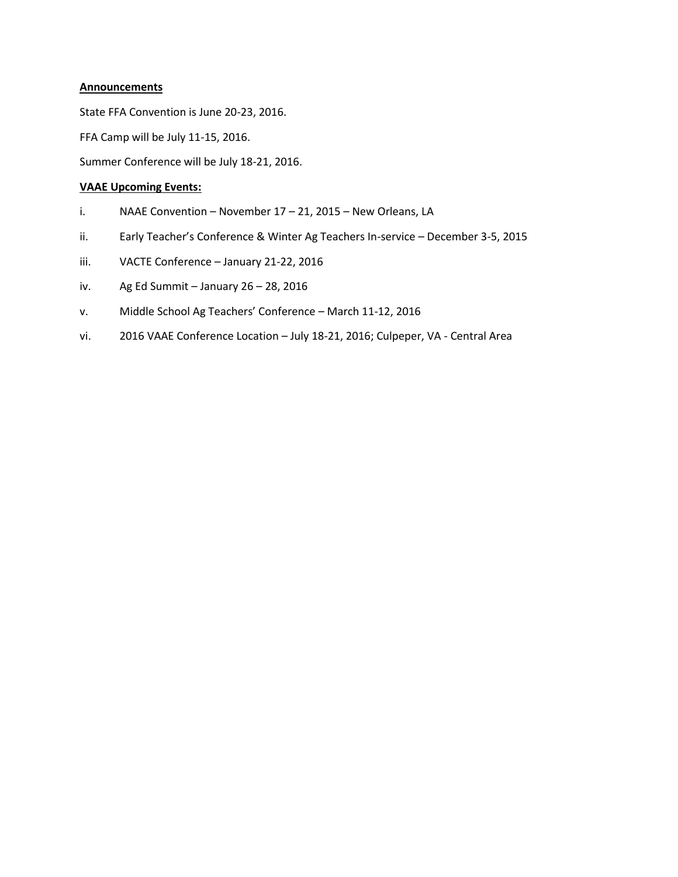**<u>Announcements</u>**

State FFA Convention is June 20-23, 2016.

FFA Camp will be July 11-15, 2016.

Summer Conference will be July 18-21, 2016.

**<u>VAAE Upcoming Events:</u>**

i. NAAE Convention – November 17 – 21, 2015 – New Orleans, LA

ii. Early Teacher's Conference & Winter Ag Teachers In-service – December 3-5, 2015

iii. VACTE Conference – January 21-22, 2016

iv. Ag Ed Summit – January 26 – 28, 2016

v. Middle School Ag Teachers' Conference – March 11-12, 2016

vi. 2016 VAAE Conference Location – July 18-21, 2016; Culpeper, VA - Central Area